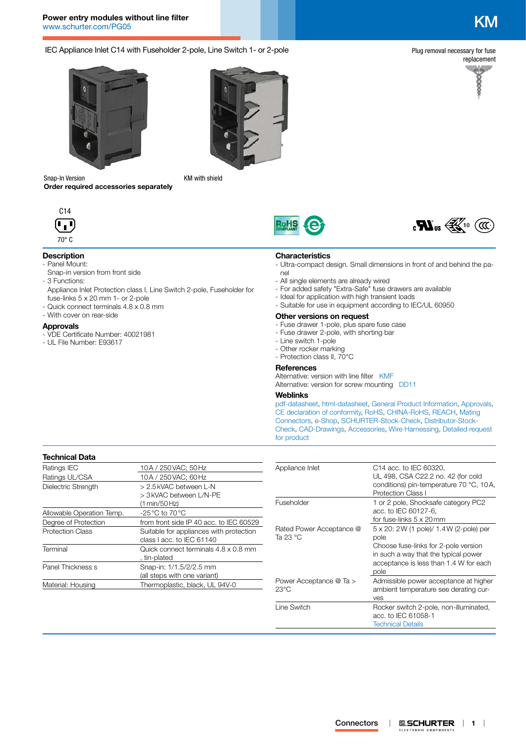# Power entry modules without line filter

www.schurter.com/PG05

KM

IEC Appliance Inlet C14 with Fuseholder 2-pole, Line Switch 1- or 2-pole

Plug removal necessary for fuse replacement

Snap-In Version
**Order required accessories separately**

KM with shield

C14

70° C

## Description

- Panel Mount:
  Snap-in version from front side
- 3 Functions:
  Appliance Inlet Protection class I, Line Switch 2-pole, Fuseholder for fuse-links 5 x 20 mm 1- or 2-pole
- Quick connect terminals 4.8 x 0.8 mm
- With cover on rear-side

## Approvals

- VDE Certificate Number: 40021981
- UL File Number: E93617

## Characteristics

- Ultra-compact design. Small dimensions in front of and behind the panel
- All single elements are already wired
- For added safety "Extra-Safe" fuse drawers are available
- Ideal for application with high transient loads
- Suitable for use in equipment according to IEC/UL 60950

## Other versions on request

- Fuse drawer 1-pole, plus spare fuse case
- Fuse drawer 2-pole, with shorting bar
- Line switch 1-pole
- Other rocker marking
- Protection class II, 70°C

## References

Alternative: version with line filter KMF
Alternative: version for screw mounting DD11

## Weblinks

pdf-datasheet, html-datasheet, General Product Information, Approvals, CE declaration of conformity, RoHS, CHINA-RoHS, REACH, Mating Connectors, e-Shop, SCHURTER-Stock-Check, Distributor-Stock-Check, CAD-Drawings, Accessories, Wire Harnessing, Detailed request for product

## Technical Data

| | |
|---|---|
| Ratings IEC | 10 A / 250 VAC; 50 Hz |
| Ratings UL/CSA | 10 A / 250 VAC; 60 Hz |
| Dielectric Strength | > 2.5 kVAC between L-N<br>> 3 kVAC between L/N-PE<br>(1 min/50 Hz) |
| Allowable Operation Temp. | -25 °C to 70 °C |
| Degree of Protection | from front side IP 40 acc. to IEC 60529 |
| Protection Class | Suitable for appliances with protection class I acc. to IEC 61140 |
| Terminal | Quick connect terminals 4.8 x 0.8 mm, tin-plated |
| Panel Thickness s | Snap-in: 1/1.5/2/2.5 mm<br>(all steps with one variant) |
| Material: Housing | Thermoplastic, black, UL 94V-0 |

| | |
|---|---|
| Appliance Inlet | C14 acc. to IEC 60320, UL 498, CSA C22.2 no. 42 (for cold conditions) pin-temperature 70 °C, 10 A, Protection Class I |
| Fuseholder | 1 or 2 pole, Shocksafe category PC2 acc. to IEC 60127-6, for fuse-links 5 x 20 mm |
| Rated Power Acceptance @ Ta 23 °C | 5 x 20: 2 W (1 pole)/ 1.4 W (2-pole) per pole<br>Choose fuse-links for 2-pole version in such a way that the typical power acceptance is less than 1.4 W for each pole |
| Power Acceptance @ Ta > 23°C | Admissible power acceptance at higher ambient temperature see derating curves |
| Line Switch | Rocker switch 2-pole, non-illuminated, acc. to IEC 61058-1<br>Technical Details |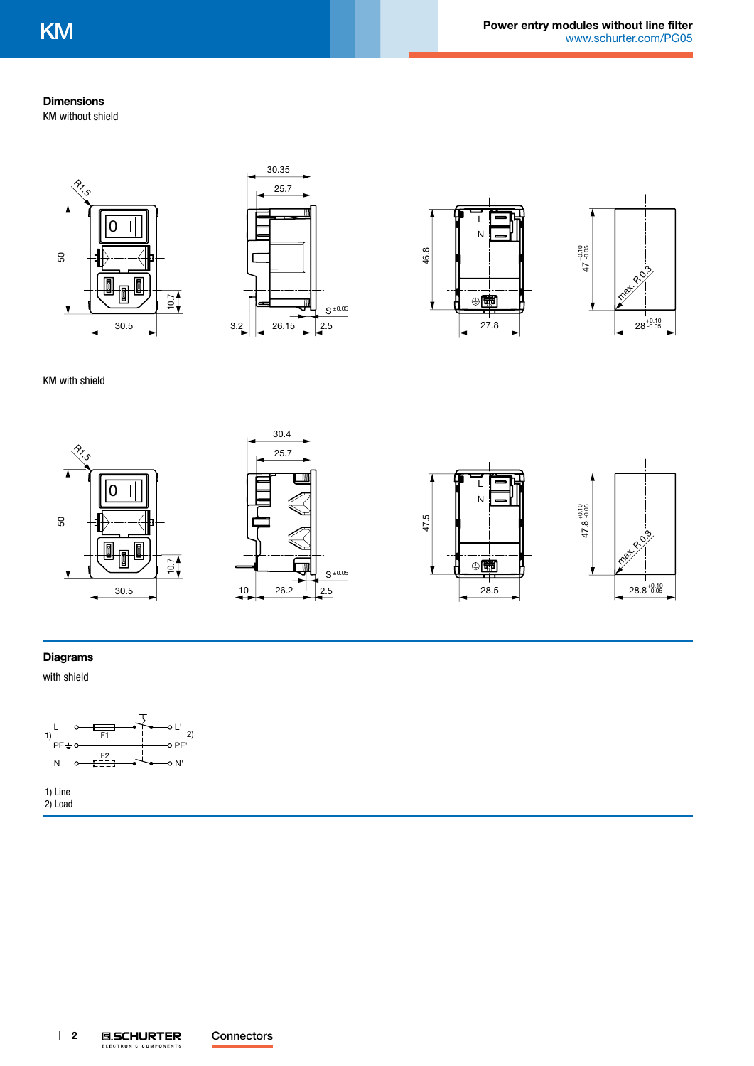## Dimensions

KM without shield

KM with shield

## Diagrams

with shield

1) Line
2) Load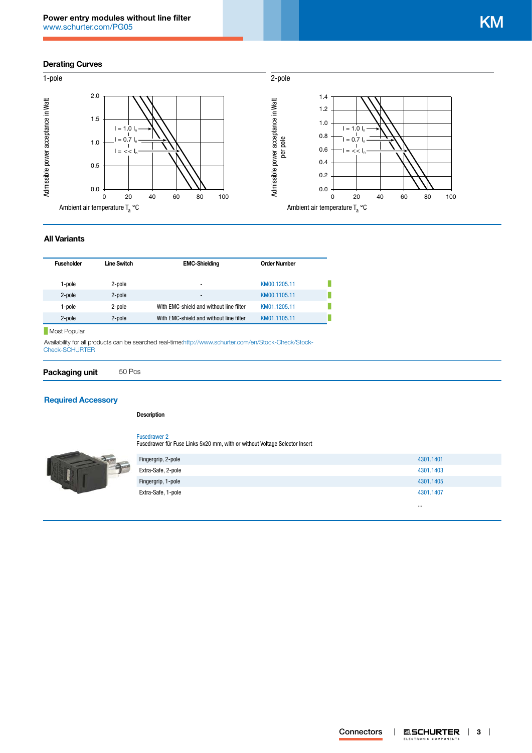## Derating Curves

1-pole

Admissible power acceptance in Watt

I = 1.0 $I_n$

I = 0.7 $I_n$

I = << $I_n$

Ambient air temperature $T_a$ °C

2-pole

Admissible power acceptance in Watt per pole

I = 1.0 $I_n$

I = 0.7 $I_n$

I = << $I_n$

Ambient air temperature $T_a$ °C

## All Variants

| Fuseholder | Line Switch | EMC-Shielding | Order Number |
|---|---|---|---|
| 1-pole | 2-pole | - | KM00.1205.11 |
| 2-pole | 2-pole | - | KM00.1105.11 |
| 1-pole | 2-pole | With EMC-shield and without line filter | KM01.1205.11 |
| 2-pole | 2-pole | With EMC-shield and without line filter | KM01.1105.11 |

Most Popular.

Availability for all products can be searched real-time:http://www.schurter.com/en/Stock-Check/Stock-Check-SCHURTER

**Packaging unit** 50 Pcs

## Required Accessory

**Description**

Fusedrawer 2
Fusedrawer für Fuse Links 5x20 mm, with or without Voltage Selector Insert

| Description | |
|---|---|
| Fingergrip, 2-pole | 4301.1401 |
| Extra-Safe, 2-pole | 4301.1403 |
| Fingergrip, 1-pole | 4301.1405 |
| Extra-Safe, 1-pole | 4301.1407 |
| | ... |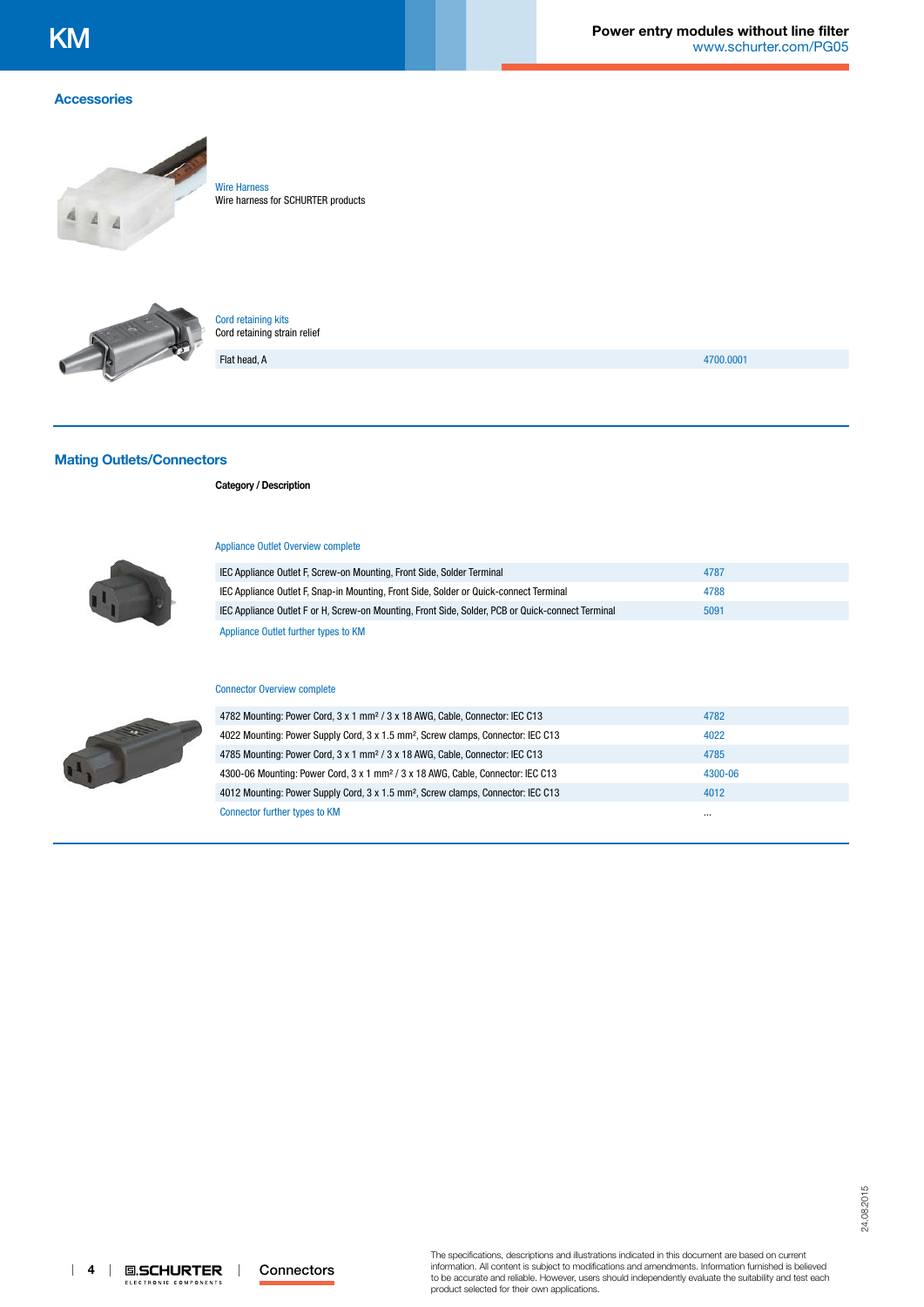## Accessories

Wire Harness
Wire harness for SCHURTER products

Cord retaining kits
Cord retaining strain relief

| | |
|---|---|
| Flat head, A | 4700.0001 |

## Mating Outlets/Connectors

**Category / Description**

Appliance Outlet Overview complete

| | |
|---|---|
| IEC Appliance Outlet F, Screw-on Mounting, Front Side, Solder Terminal | 4787 |
| IEC Appliance Outlet F, Snap-in Mounting, Front Side, Solder or Quick-connect Terminal | 4788 |
| IEC Appliance Outlet F or H, Screw-on Mounting, Front Side, Solder, PCB or Quick-connect Terminal | 5091 |
| Appliance Outlet further types to KM | |

Connector Overview complete

| | |
|---|---|
| 4782 Mounting: Power Cord, 3 x 1 mm² / 3 x 18 AWG, Cable, Connector: IEC C13 | 4782 |
| 4022 Mounting: Power Supply Cord, 3 x 1.5 mm², Screw clamps, Connector: IEC C13 | 4022 |
| 4785 Mounting: Power Cord, 3 x 1 mm² / 3 x 18 AWG, Cable, Connector: IEC C13 | 4785 |
| 4300-06 Mounting: Power Cord, 3 x 1 mm² / 3 x 18 AWG, Cable, Connector: IEC C13 | 4300-06 |
| 4012 Mounting: Power Supply Cord, 3 x 1.5 mm², Screw clamps, Connector: IEC C13 | 4012 |
| Connector further types to KM | ... |

24.08.2015

The specifications, descriptions and illustrations indicated in this document are based on current information. All content is subject to modifications and amendments. Information furnished is believed to be accurate and reliable. However, users should independently evaluate the suitability and test each product selected for their own applications.